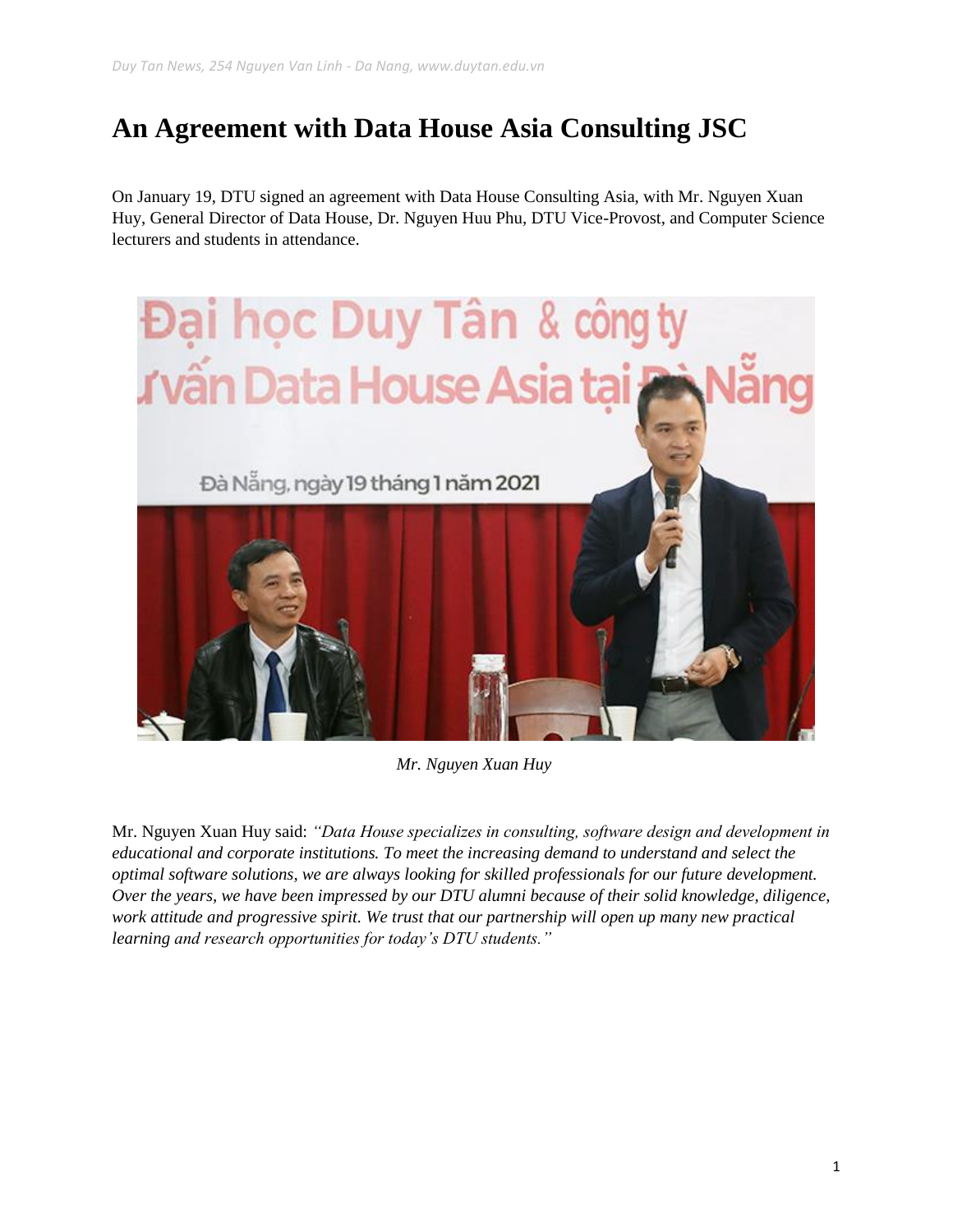# An Agreement with Data House Asia Consulting JSC

On January 19, DTU signed an agreement with Data House Consulting Asia, with Mr. Nguyen Xuan Huy, General Director of Data House, Dr. Nguyen Huu Phu, DTU Vice-Provost, and Computer Science lecturers and students in attendance.

*Mr. Nguyen Xuan Huy*

Mr. Nguyen Xuan Huy said: *"Data House specializes in consulting, software design and development in educational and corporate institutions. To meet the increasing demand to understand and select the optimal software solutions, we are always looking for skilled professionals for our future development. Over the years, we have been impressed by our DTU alumni because of their solid knowledge, diligence, work attitude and progressive spirit. We trust that our partnership will open up many new practical learning and research opportunities for today's DTU students."*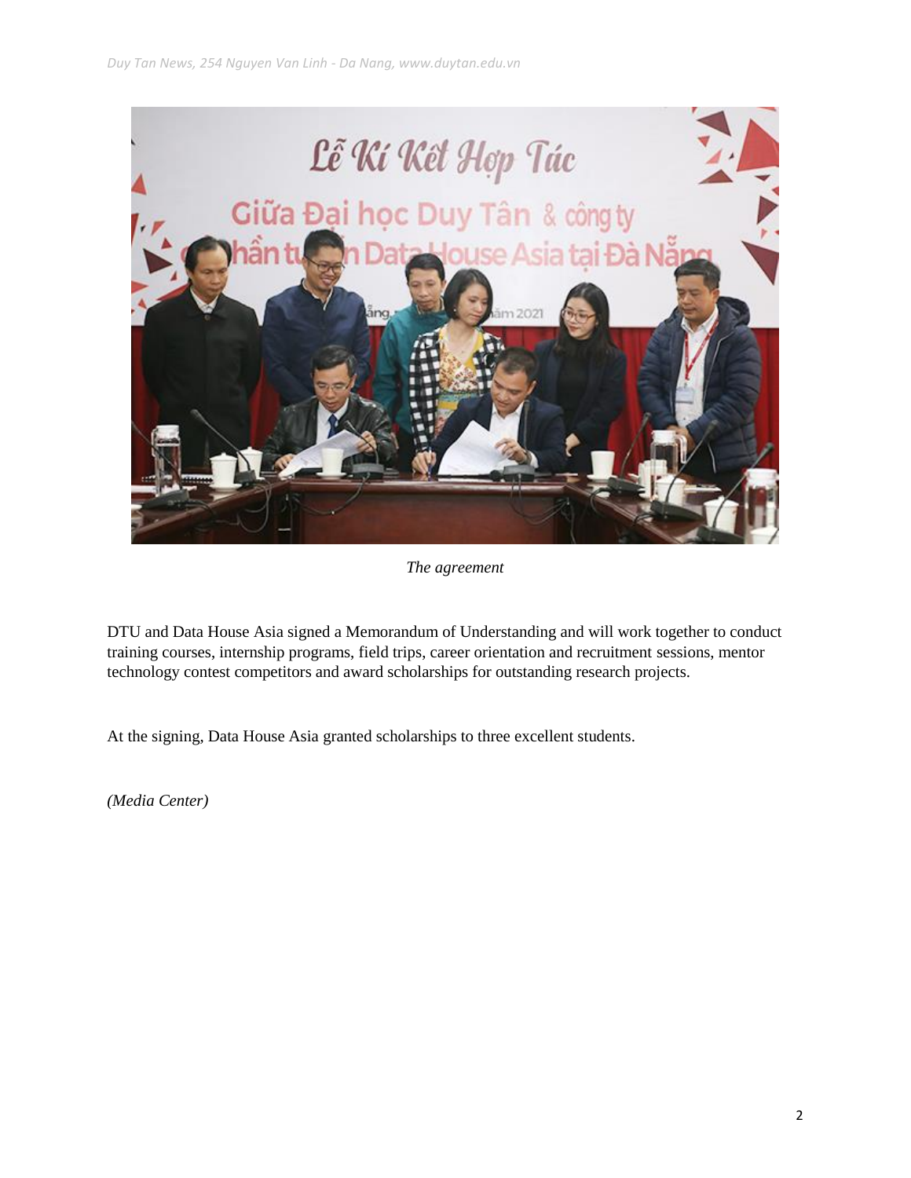*The agreement*

DTU and Data House Asia signed a Memorandum of Understanding and will work together to conduct training courses, internship programs, field trips, career orientation and recruitment sessions, mentor technology contest competitors and award scholarships for outstanding research projects.

At the signing, Data House Asia granted scholarships to three excellent students.

*(Media Center)*